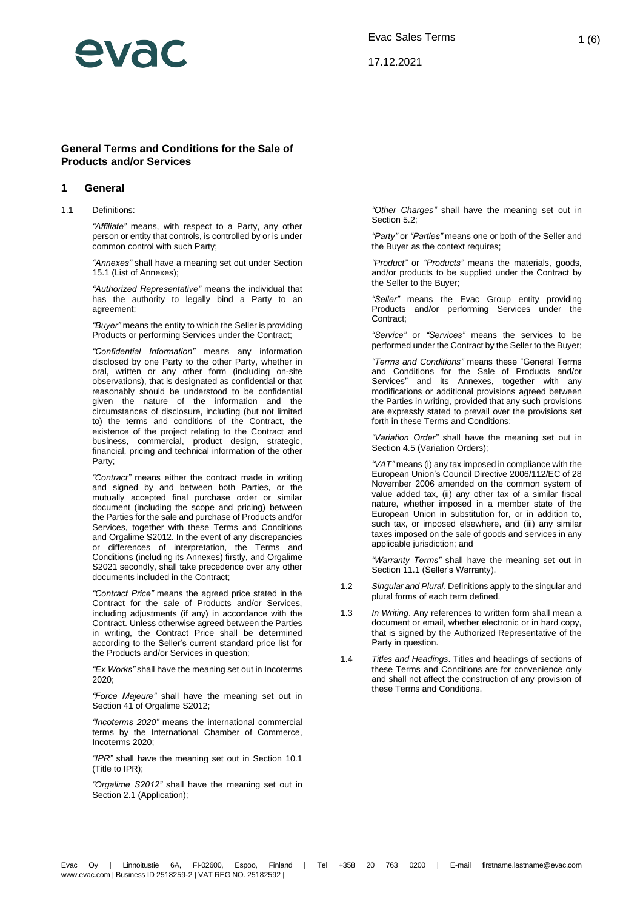## General Terms and Conditions for the Sale of Products and/or Services

### 1 General

1.1 Definitions:

*"Affiliate"* means, with respect to a Party, any other person or entity that controls, is controlled by or is under common control with such Party;

*"Annexes"* shall have a meaning set out under Section 15.1 (List of Annexes);

*"Authorized Representative"* means the individual that has the authority to legally bind a Party to an agreement;

*"Buyer"* means the entity to which the Seller is providing Products or performing Services under the Contract;

*"Confidential Information"* means any information disclosed by one Party to the other Party, whether in oral, written or any other form (including on-site observations), that is designated as confidential or that reasonably should be understood to be confidential given the nature of the information and the circumstances of disclosure, including (but not limited to) the terms and conditions of the Contract, the existence of the project relating to the Contract and business, commercial, product design, strategic, financial, pricing and technical information of the other Party;

*"Contract"* means either the contract made in writing and signed by and between both Parties, or the mutually accepted final purchase order or similar document (including the scope and pricing) between the Parties for the sale and purchase of Products and/or Services, together with these Terms and Conditions and Orgalime S2012. In the event of any discrepancies or differences of interpretation, the Terms and Conditions (including its Annexes) firstly, and Orgalime S2021 secondly, shall take precedence over any other documents included in the Contract;

*"Contract Price"* means the agreed price stated in the Contract for the sale of Products and/or Services, including adjustments (if any) in accordance with the Contract. Unless otherwise agreed between the Parties in writing, the Contract Price shall be determined according to the Seller's current standard price list for the Products and/or Services in question;

*"Ex Works"* shall have the meaning set out in Incoterms 2020;

*"Force Majeure"* shall have the meaning set out in Section 41 of Orgalime S2012;

*"Incoterms 2020"* means the international commercial terms by the International Chamber of Commerce, Incoterms 2020;

*"IPR"* shall have the meaning set out in Section 10.1 (Title to IPR);

*"Orgalime S2012"* shall have the meaning set out in Section 2.1 (Application);

*"Other Charges"* shall have the meaning set out in Section 5.2;

*"Party"* or *"Parties"* means one or both of the Seller and the Buyer as the context requires;

*"Product"* or *"Products"* means the materials, goods, and/or products to be supplied under the Contract by the Seller to the Buyer;

*"Seller"* means the Evac Group entity providing Products and/or performing Services under the Contract;

*"Service"* or *"Services"* means the services to be performed under the Contract by the Seller to the Buyer;

*"Terms and Conditions"* means these "General Terms and Conditions for the Sale of Products and/or Services" and its Annexes, together with any modifications or additional provisions agreed between the Parties in writing, provided that any such provisions are expressly stated to prevail over the provisions set forth in these Terms and Conditions;

*"Variation Order"* shall have the meaning set out in Section 4.5 (Variation Orders);

*"VAT"* means (i) any tax imposed in compliance with the European Union's Council Directive 2006/112/EC of 28 November 2006 amended on the common system of value added tax, (ii) any other tax of a similar fiscal nature, whether imposed in a member state of the European Union in substitution for, or in addition to, such tax, or imposed elsewhere, and (iii) any similar taxes imposed on the sale of goods and services in any applicable jurisdiction; and

*"Warranty Terms"* shall have the meaning set out in Section 11.1 (Seller's Warranty).

1.2 *Singular and Plural*. Definitions apply to the singular and plural forms of each term defined.

1.3 *In Writing*. Any references to written form shall mean a document or email, whether electronic or in hard copy, that is signed by the Authorized Representative of the Party in question.

1.4 *Titles and Headings*. Titles and headings of sections of these Terms and Conditions are for convenience only and shall not affect the construction of any provision of these Terms and Conditions.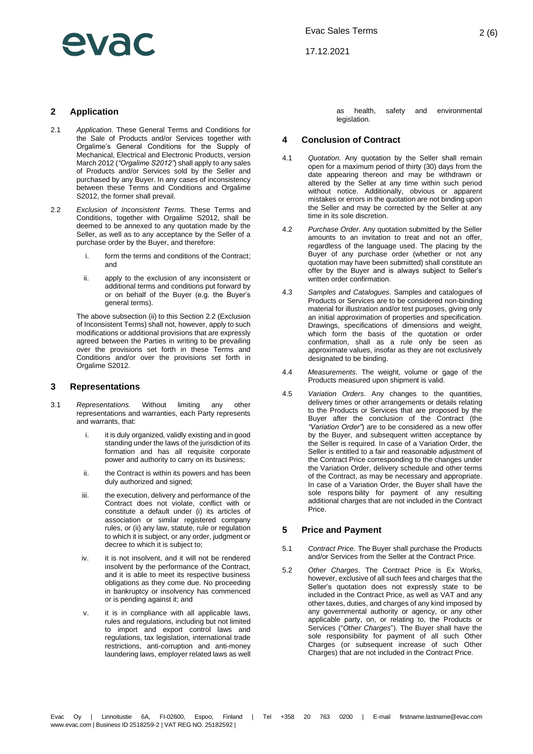## 2 Application

2.1 *Application.* These General Terms and Conditions for the Sale of Products and/or Services together with Orgalime's General Conditions for the Supply of Mechanical, Electrical and Electronic Products, version March 2012 (*"Orgalime S2012"*) shall apply to any sales of Products and/or Services sold by the Seller and purchased by any Buyer. In any cases of inconsistency between these Terms and Conditions and Orgalime S2012, the former shall prevail.

2.2 *Exclusion of Inconsistent Terms.* These Terms and Conditions, together with Orgalime S2012, shall be deemed to be annexed to any quotation made by the Seller, as well as to any acceptance by the Seller of a purchase order by the Buyer, and therefore:

i. form the terms and conditions of the Contract; and

ii. apply to the exclusion of any inconsistent or additional terms and conditions put forward by or on behalf of the Buyer (e.g. the Buyer's general terms).

The above subsection (ii) to this Section 2.2 (Exclusion of Inconsistent Terms) shall not, however, apply to such modifications or additional provisions that are expressly agreed between the Parties in writing to be prevailing over the provisions set forth in these Terms and Conditions and/or over the provisions set forth in Orgalime S2012.

## 3 Representations

3.1 *Representations.* Without limiting any other representations and warranties, each Party represents and warrants, that:

i. it is duly organized, validly existing and in good standing under the laws of the jurisdiction of its formation and has all requisite corporate power and authority to carry on its business;

ii. the Contract is within its powers and has been duly authorized and signed;

iii. the execution, delivery and performance of the Contract does not violate, conflict with or constitute a default under (i) its articles of association or similar registered company rules, or (ii) any law, statute, rule or regulation to which it is subject, or any order, judgment or decree to which it is subject to;

iv. it is not insolvent, and it will not be rendered insolvent by the performance of the Contract, and it is able to meet its respective business obligations as they come due. No proceeding in bankruptcy or insolvency has commenced or is pending against it; and

v. it is in compliance with all applicable laws, rules and regulations, including but not limited to import and export control laws and regulations, tax legislation, international trade restrictions, anti-corruption and anti-money laundering laws, employer related laws as well as health, safety and environmental legislation.

## 4 Conclusion of Contract

4.1 *Quotation.* Any quotation by the Seller shall remain open for a maximum period of thirty (30) days from the date appearing thereon and may be withdrawn or altered by the Seller at any time within such period without notice. Additionally, obvious or apparent mistakes or errors in the quotation are not binding upon the Seller and may be corrected by the Seller at any time in its sole discretion.

4.2 *Purchase Order.* Any quotation submitted by the Seller amounts to an invitation to treat and not an offer, regardless of the language used. The placing by the Buyer of any purchase order (whether or not any quotation may have been submitted) shall constitute an offer by the Buyer and is always subject to Seller's written order confirmation.

4.3 *Samples and Catalogues*. Samples and catalogues of Products or Services are to be considered non-binding material for illustration and/or test purposes, giving only an initial approximation of properties and specification. Drawings, specifications of dimensions and weight, which form the basis of the quotation or order confirmation, shall as a rule only be seen as approximate values, insofar as they are not exclusively designated to be binding.

4.4 *Measurements*. The weight, volume or gage of the Products measured upon shipment is valid.

4.5 *Variation Orders*. Any changes to the quantities, delivery times or other arrangements or details relating to the Products or Services that are proposed by the Buyer after the conclusion of the Contract (the *"Variation Order"*) are to be considered as a new offer by the Buyer, and subsequent written acceptance by the Seller is required. In case of a Variation Order, the Seller is entitled to a fair and reasonable adjustment of the Contract Price corresponding to the changes under the Variation Order, delivery schedule and other terms of the Contract, as may be necessary and appropriate. In case of a Variation Order, the Buyer shall have the sole respons bility for payment of any resulting additional charges that are not included in the Contract Price.

## 5 Price and Payment

5.1 *Contract Price.* The Buyer shall purchase the Products and/or Services from the Seller at the Contract Price.

5.2 *Other Charges*. The Contract Price is Ex Works, however, exclusive of all such fees and charges that the Seller's quotation does not expressly state to be included in the Contract Price, as well as VAT and any other taxes, duties, and charges of any kind imposed by any governmental authority or agency, or any other applicable party, on, or relating to, the Products or Services ("*Other Charges*"). The Buyer shall have the sole responsibility for payment of all such Other Charges (or subsequent increase of such Other Charges) that are not included in the Contract Price.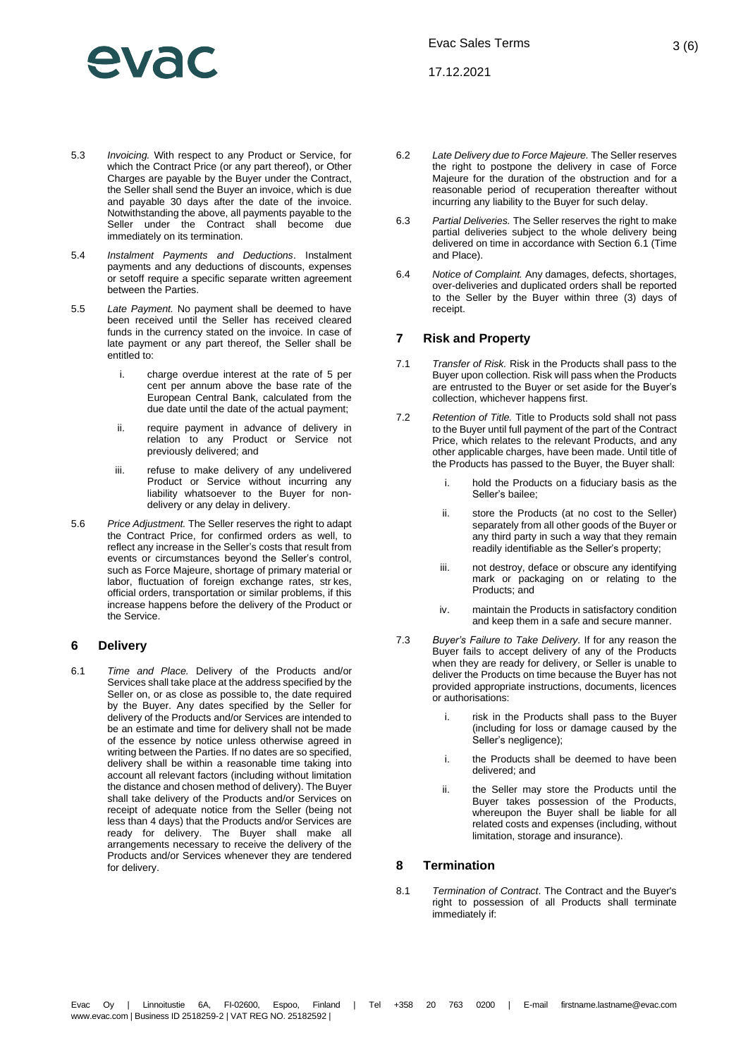5.3 *Invoicing.* With respect to any Product or Service, for which the Contract Price (or any part thereof), or Other Charges are payable by the Buyer under the Contract, the Seller shall send the Buyer an invoice, which is due and payable 30 days after the date of the invoice. Notwithstanding the above, all payments payable to the Seller under the Contract shall become due immediately on its termination.

5.4 *Instalment Payments and Deductions*. Instalment payments and any deductions of discounts, expenses or setoff require a specific separate written agreement between the Parties.

5.5 *Late Payment.* No payment shall be deemed to have been received until the Seller has received cleared funds in the currency stated on the invoice. In case of late payment or any part thereof, the Seller shall be entitled to:

   i. charge overdue interest at the rate of 5 per cent per annum above the base rate of the European Central Bank, calculated from the due date until the date of the actual payment;

   ii. require payment in advance of delivery in relation to any Product or Service not previously delivered; and

   iii. refuse to make delivery of any undelivered Product or Service without incurring any liability whatsoever to the Buyer for non-delivery or any delay in delivery.

5.6 *Price Adjustment.* The Seller reserves the right to adapt the Contract Price, for confirmed orders as well, to reflect any increase in the Seller's costs that result from events or circumstances beyond the Seller's control, such as Force Majeure, shortage of primary material or labor, fluctuation of foreign exchange rates, str kes, official orders, transportation or similar problems, if this increase happens before the delivery of the Product or the Service.

## 6 Delivery

6.1 *Time and Place.* Delivery of the Products and/or Services shall take place at the address specified by the Seller on, or as close as possible to, the date required by the Buyer. Any dates specified by the Seller for delivery of the Products and/or Services are intended to be an estimate and time for delivery shall not be made of the essence by notice unless otherwise agreed in writing between the Parties. If no dates are so specified, delivery shall be within a reasonable time taking into account all relevant factors (including without limitation the distance and chosen method of delivery). The Buyer shall take delivery of the Products and/or Services on receipt of adequate notice from the Seller (being not less than 4 days) that the Products and/or Services are ready for delivery. The Buyer shall make all arrangements necessary to receive the delivery of the Products and/or Services whenever they are tendered for delivery.

6.2 *Late Delivery due to Force Majeure.* The Seller reserves the right to postpone the delivery in case of Force Majeure for the duration of the obstruction and for a reasonable period of recuperation thereafter without incurring any liability to the Buyer for such delay.

6.3 *Partial Deliveries.* The Seller reserves the right to make partial deliveries subject to the whole delivery being delivered on time in accordance with Section 6.1 (Time and Place).

6.4 *Notice of Complaint.* Any damages, defects, shortages, over-deliveries and duplicated orders shall be reported to the Seller by the Buyer within three (3) days of receipt.

## 7 Risk and Property

7.1 *Transfer of Risk.* Risk in the Products shall pass to the Buyer upon collection. Risk will pass when the Products are entrusted to the Buyer or set aside for the Buyer's collection, whichever happens first.

7.2 *Retention of Title.* Title to Products sold shall not pass to the Buyer until full payment of the part of the Contract Price, which relates to the relevant Products, and any other applicable charges, have been made. Until title of the Products has passed to the Buyer, the Buyer shall:

   i. hold the Products on a fiduciary basis as the Seller's bailee;

   ii. store the Products (at no cost to the Seller) separately from all other goods of the Buyer or any third party in such a way that they remain readily identifiable as the Seller's property;

   iii. not destroy, deface or obscure any identifying mark or packaging on or relating to the Products; and

   iv. maintain the Products in satisfactory condition and keep them in a safe and secure manner.

7.3 *Buyer's Failure to Take Delivery.* If for any reason the Buyer fails to accept delivery of any of the Products when they are ready for delivery, or Seller is unable to deliver the Products on time because the Buyer has not provided appropriate instructions, documents, licences or authorisations:

   i. risk in the Products shall pass to the Buyer (including for loss or damage caused by the Seller's negligence);

   i. the Products shall be deemed to have been delivered; and

   ii. the Seller may store the Products until the Buyer takes possession of the Products, whereupon the Buyer shall be liable for all related costs and expenses (including, without limitation, storage and insurance).

## 8 Termination

8.1 *Termination of Contract*. The Contract and the Buyer's right to possession of all Products shall terminate immediately if: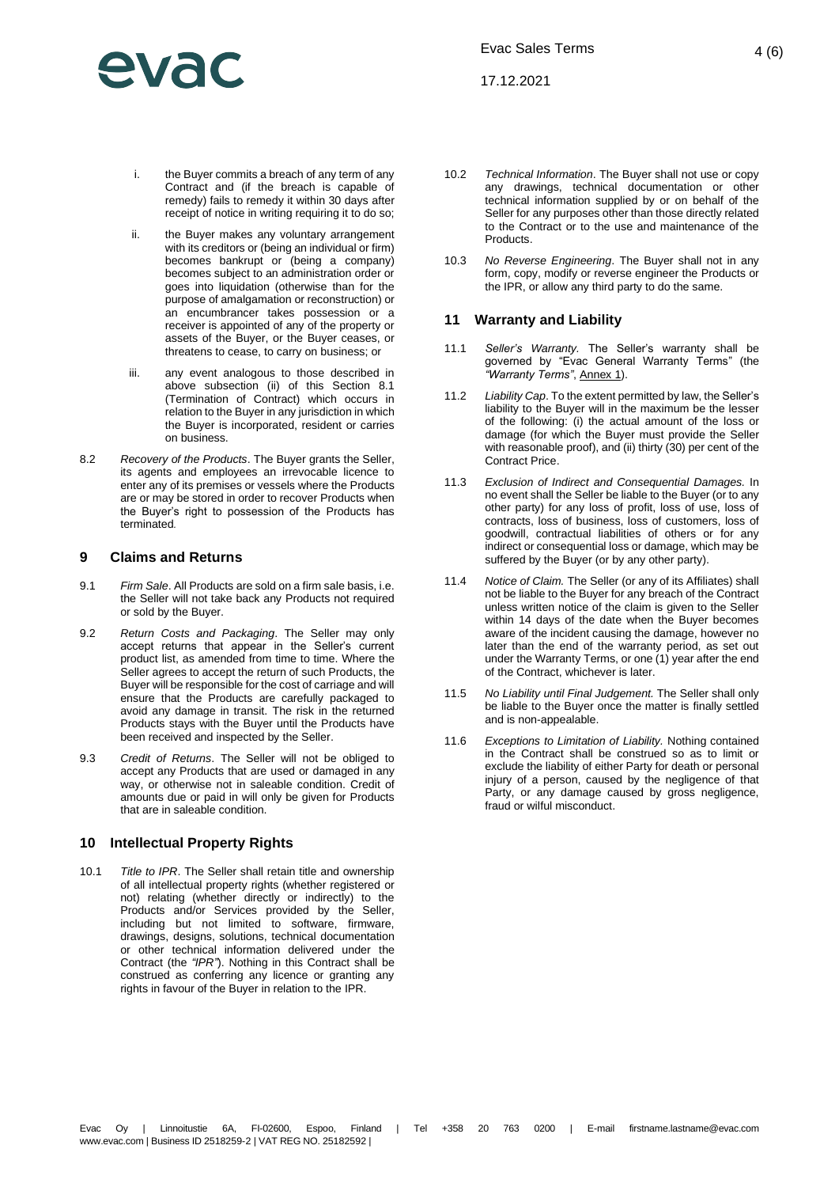i. the Buyer commits a breach of any term of any Contract and (if the breach is capable of remedy) fails to remedy it within 30 days after receipt of notice in writing requiring it to do so;

ii. the Buyer makes any voluntary arrangement with its creditors or (being an individual or firm) becomes bankrupt or (being a company) becomes subject to an administration order or goes into liquidation (otherwise than for the purpose of amalgamation or reconstruction) or an encumbrancer takes possession or a receiver is appointed of any of the property or assets of the Buyer, or the Buyer ceases, or threatens to cease, to carry on business; or

iii. any event analogous to those described in above subsection (ii) of this Section 8.1 (Termination of Contract) which occurs in relation to the Buyer in any jurisdiction in which the Buyer is incorporated, resident or carries on business.

8.2 *Recovery of the Products*. The Buyer grants the Seller, its agents and employees an irrevocable licence to enter any of its premises or vessels where the Products are or may be stored in order to recover Products when the Buyer's right to possession of the Products has terminated.

## 9 Claims and Returns

9.1 *Firm Sale*. All Products are sold on a firm sale basis, i.e. the Seller will not take back any Products not required or sold by the Buyer.

9.2 *Return Costs and Packaging*. The Seller may only accept returns that appear in the Seller's current product list, as amended from time to time. Where the Seller agrees to accept the return of such Products, the Buyer will be responsible for the cost of carriage and will ensure that the Products are carefully packaged to avoid any damage in transit. The risk in the returned Products stays with the Buyer until the Products have been received and inspected by the Seller.

9.3 *Credit of Returns*. The Seller will not be obliged to accept any Products that are used or damaged in any way, or otherwise not in saleable condition. Credit of amounts due or paid in will only be given for Products that are in saleable condition.

## 10 Intellectual Property Rights

10.1 *Title to IPR*. The Seller shall retain title and ownership of all intellectual property rights (whether registered or not) relating (whether directly or indirectly) to the Products and/or Services provided by the Seller, including but not limited to software, firmware, drawings, designs, solutions, technical documentation or other technical information delivered under the Contract (the *"IPR"*). Nothing in this Contract shall be construed as conferring any licence or granting any rights in favour of the Buyer in relation to the IPR.

10.2 *Technical Information*. The Buyer shall not use or copy any drawings, technical documentation or other technical information supplied by or on behalf of the Seller for any purposes other than those directly related to the Contract or to the use and maintenance of the Products.

10.3 *No Reverse Engineering*. The Buyer shall not in any form, copy, modify or reverse engineer the Products or the IPR, or allow any third party to do the same.

## 11 Warranty and Liability

11.1 *Seller's Warranty.* The Seller's warranty shall be governed by "Evac General Warranty Terms" (the *"Warranty Terms"*, Annex 1).

11.2 *Liability Cap*. To the extent permitted by law, the Seller's liability to the Buyer will in the maximum be the lesser of the following: (i) the actual amount of the loss or damage (for which the Buyer must provide the Seller with reasonable proof), and (ii) thirty (30) per cent of the Contract Price.

11.3 *Exclusion of Indirect and Consequential Damages.* In no event shall the Seller be liable to the Buyer (or to any other party) for any loss of profit, loss of use, loss of contracts, loss of business, loss of customers, loss of goodwill, contractual liabilities of others or for any indirect or consequential loss or damage, which may be suffered by the Buyer (or by any other party).

11.4 *Notice of Claim.* The Seller (or any of its Affiliates) shall not be liable to the Buyer for any breach of the Contract unless written notice of the claim is given to the Seller within 14 days of the date when the Buyer becomes aware of the incident causing the damage, however no later than the end of the warranty period, as set out under the Warranty Terms, or one (1) year after the end of the Contract, whichever is later.

11.5 *No Liability until Final Judgement.* The Seller shall only be liable to the Buyer once the matter is finally settled and is non-appealable.

11.6 *Exceptions to Limitation of Liability.* Nothing contained in the Contract shall be construed so as to limit or exclude the liability of either Party for death or personal injury of a person, caused by the negligence of that Party, or any damage caused by gross negligence, fraud or wilful misconduct.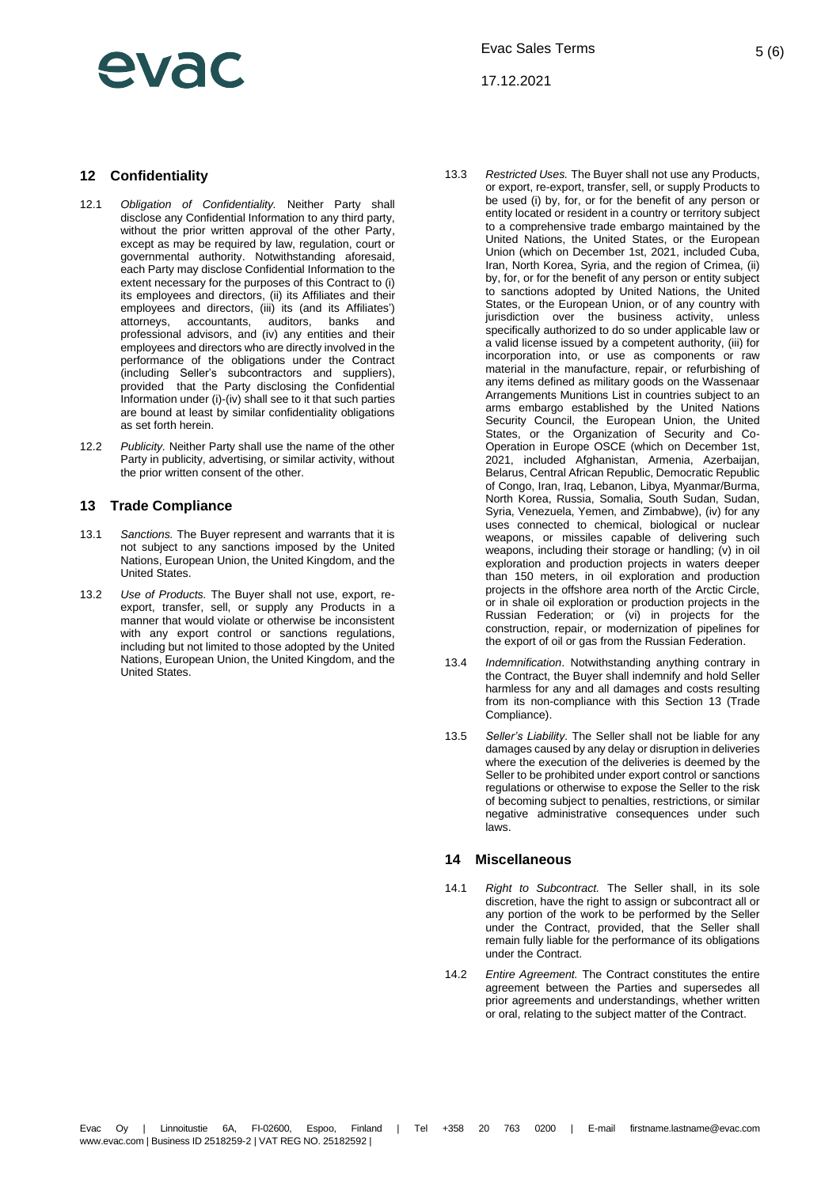## 12 Confidentiality

12.1 *Obligation of Confidentiality.* Neither Party shall disclose any Confidential Information to any third party, without the prior written approval of the other Party, except as may be required by law, regulation, court or governmental authority. Notwithstanding aforesaid, each Party may disclose Confidential Information to the extent necessary for the purposes of this Contract to (i) its employees and directors, (ii) its Affiliates and their employees and directors, (iii) its (and its Affiliates') attorneys, accountants, auditors, banks and professional advisors, and (iv) any entities and their employees and directors who are directly involved in the performance of the obligations under the Contract (including Seller's subcontractors and suppliers), provided that the Party disclosing the Confidential Information under (i)-(iv) shall see to it that such parties are bound at least by similar confidentiality obligations as set forth herein.

12.2 *Publicity.* Neither Party shall use the name of the other Party in publicity, advertising, or similar activity, without the prior written consent of the other.

## 13 Trade Compliance

13.1 *Sanctions.* The Buyer represent and warrants that it is not subject to any sanctions imposed by the United Nations, European Union, the United Kingdom, and the United States.

13.2 *Use of Products.* The Buyer shall not use, export, re-export, transfer, sell, or supply any Products in a manner that would violate or otherwise be inconsistent with any export control or sanctions regulations, including but not limited to those adopted by the United Nations, European Union, the United Kingdom, and the United States.

13.3 *Restricted Uses.* The Buyer shall not use any Products, or export, re-export, transfer, sell, or supply Products to be used (i) by, for, or for the benefit of any person or entity located or resident in a country or territory subject to a comprehensive trade embargo maintained by the United Nations, the United States, or the European Union (which on December 1st, 2021, included Cuba, Iran, North Korea, Syria, and the region of Crimea, (ii) by, for, or for the benefit of any person or entity subject to sanctions adopted by United Nations, the United States, or the European Union, or of any country with jurisdiction over the business activity, unless specifically authorized to do so under applicable law or a valid license issued by a competent authority, (iii) for incorporation into, or use as components or raw material in the manufacture, repair, or refurbishing of any items defined as military goods on the Wassenaar Arrangements Munitions List in countries subject to an arms embargo established by the United Nations Security Council, the European Union, the United States, or the Organization of Security and Co-Operation in Europe OSCE (which on December 1st, 2021, included Afghanistan, Armenia, Azerbaijan, Belarus, Central African Republic, Democratic Republic of Congo, Iran, Iraq, Lebanon, Libya, Myanmar/Burma, North Korea, Russia, Somalia, South Sudan, Sudan, Syria, Venezuela, Yemen, and Zimbabwe), (iv) for any uses connected to chemical, biological or nuclear weapons, or missiles capable of delivering such weapons, including their storage or handling; (v) in oil exploration and production projects in waters deeper than 150 meters, in oil exploration and production projects in the offshore area north of the Arctic Circle, or in shale oil exploration or production projects in the Russian Federation; or (vi) in projects for the construction, repair, or modernization of pipelines for the export of oil or gas from the Russian Federation.

13.4 *Indemnification*. Notwithstanding anything contrary in the Contract, the Buyer shall indemnify and hold Seller harmless for any and all damages and costs resulting from its non-compliance with this Section 13 (Trade Compliance).

13.5 *Seller's Liability.* The Seller shall not be liable for any damages caused by any delay or disruption in deliveries where the execution of the deliveries is deemed by the Seller to be prohibited under export control or sanctions regulations or otherwise to expose the Seller to the risk of becoming subject to penalties, restrictions, or similar negative administrative consequences under such laws.

## 14 Miscellaneous

14.1 *Right to Subcontract.* The Seller shall, in its sole discretion, have the right to assign or subcontract all or any portion of the work to be performed by the Seller under the Contract, provided, that the Seller shall remain fully liable for the performance of its obligations under the Contract.

14.2 *Entire Agreement.* The Contract constitutes the entire agreement between the Parties and supersedes all prior agreements and understandings, whether written or oral, relating to the subject matter of the Contract.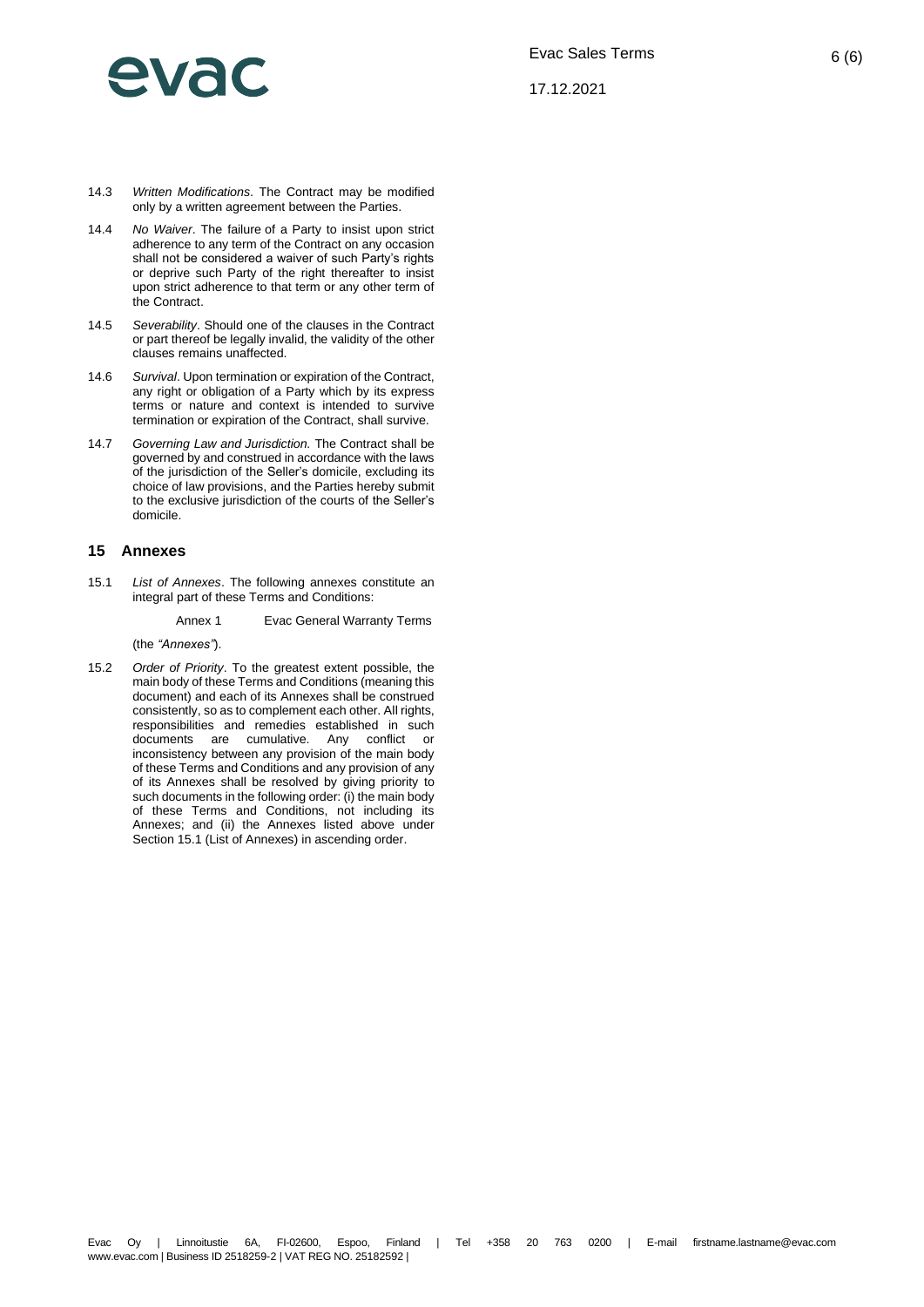14.3 *Written Modifications*. The Contract may be modified only by a written agreement between the Parties.

14.4 *No Waiver*. The failure of a Party to insist upon strict adherence to any term of the Contract on any occasion shall not be considered a waiver of such Party's rights or deprive such Party of the right thereafter to insist upon strict adherence to that term or any other term of the Contract.

14.5 *Severability*. Should one of the clauses in the Contract or part thereof be legally invalid, the validity of the other clauses remains unaffected.

14.6 *Survival*. Upon termination or expiration of the Contract, any right or obligation of a Party which by its express terms or nature and context is intended to survive termination or expiration of the Contract, shall survive.

14.7 *Governing Law and Jurisdiction.* The Contract shall be governed by and construed in accordance with the laws of the jurisdiction of the Seller's domicile, excluding its choice of law provisions, and the Parties hereby submit to the exclusive jurisdiction of the courts of the Seller's domicile.

## 15 Annexes

15.1 *List of Annexes*. The following annexes constitute an integral part of these Terms and Conditions:

Annex 1 Evac General Warranty Terms

(the *"Annexes"*).

15.2 *Order of Priority*. To the greatest extent possible, the main body of these Terms and Conditions (meaning this document) and each of its Annexes shall be construed consistently, so as to complement each other. All rights, responsibilities and remedies established in such documents are cumulative. Any conflict or inconsistency between any provision of the main body of these Terms and Conditions and any provision of any of its Annexes shall be resolved by giving priority to such documents in the following order: (i) the main body of these Terms and Conditions, not including its Annexes; and (ii) the Annexes listed above under Section 15.1 (List of Annexes) in ascending order.